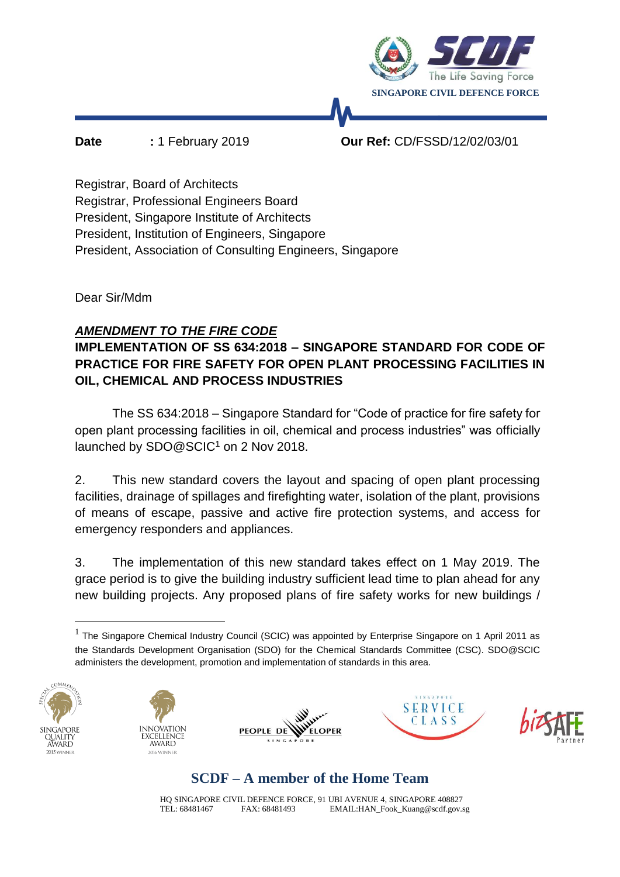SINGAPORE CIVIL DEFENCE FORCE

**Date** : 1 February 2019 **Our Ref:** CD/FSSD/12/02/03/01

Registrar, Board of Architects
Registrar, Professional Engineers Board
President, Singapore Institute of Architects
President, Institution of Engineers, Singapore
President, Association of Consulting Engineers, Singapore

Dear Sir/Mdm

***AMENDMENT TO THE FIRE CODE***

**IMPLEMENTATION OF SS 634:2018 – SINGAPORE STANDARD FOR CODE OF PRACTICE FOR FIRE SAFETY FOR OPEN PLANT PROCESSING FACILITIES IN OIL, CHEMICAL AND PROCESS INDUSTRIES**

The SS 634:2018 – Singapore Standard for "Code of practice for fire safety for open plant processing facilities in oil, chemical and process industries" was officially launched by SDO@SCIC[1] on 2 Nov 2018.

2. This new standard covers the layout and spacing of open plant processing facilities, drainage of spillages and firefighting water, isolation of the plant, provisions of means of escape, passive and active fire protection systems, and access for emergency responders and appliances.

3. The implementation of this new standard takes effect on 1 May 2019. The grace period is to give the building industry sufficient lead time to plan ahead for any new building projects. Any proposed plans of fire safety works for new buildings /

[1] The Singapore Chemical Industry Council (SCIC) was appointed by Enterprise Singapore on 1 April 2011 as the Standards Development Organisation (SDO) for the Chemical Standards Committee (CSC). SDO@SCIC administers the development, promotion and implementation of standards in this area.

SCDF – A member of the Home Team

HQ SINGAPORE CIVIL DEFENCE FORCE, 91 UBI AVENUE 4, SINGAPORE 408827
TEL: 68481467 FAX: 68481493 EMAIL:HAN_Fook_Kuang@scdf.gov.sg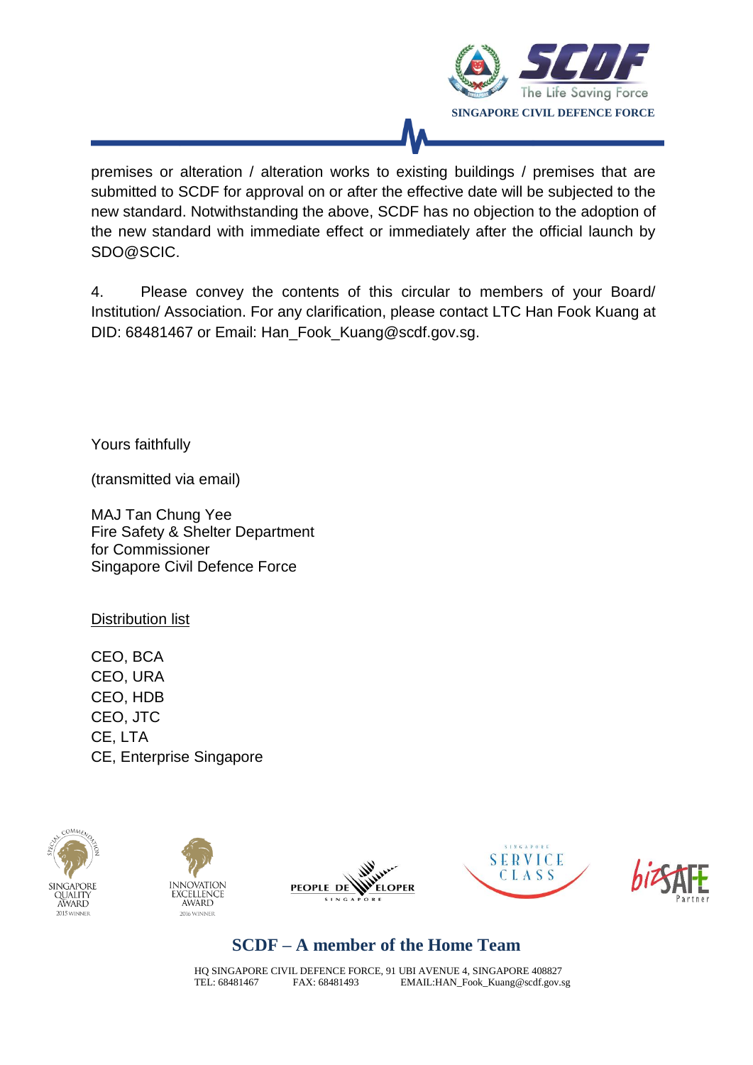premises or alteration / alteration works to existing buildings / premises that are submitted to SCDF for approval on or after the effective date will be subjected to the new standard. Notwithstanding the above, SCDF has no objection to the adoption of the new standard with immediate effect or immediately after the official launch by SDO@SCIC.

4. Please convey the contents of this circular to members of your Board/ Institution/ Association. For any clarification, please contact LTC Han Fook Kuang at DID: 68481467 or Email: Han_Fook_Kuang@scdf.gov.sg.

Yours faithfully

(transmitted via email)

MAJ Tan Chung Yee
Fire Safety & Shelter Department
for Commissioner
Singapore Civil Defence Force

Distribution list

CEO, BCA
CEO, URA
CEO, HDB
CEO, JTC
CE, LTA
CE, Enterprise Singapore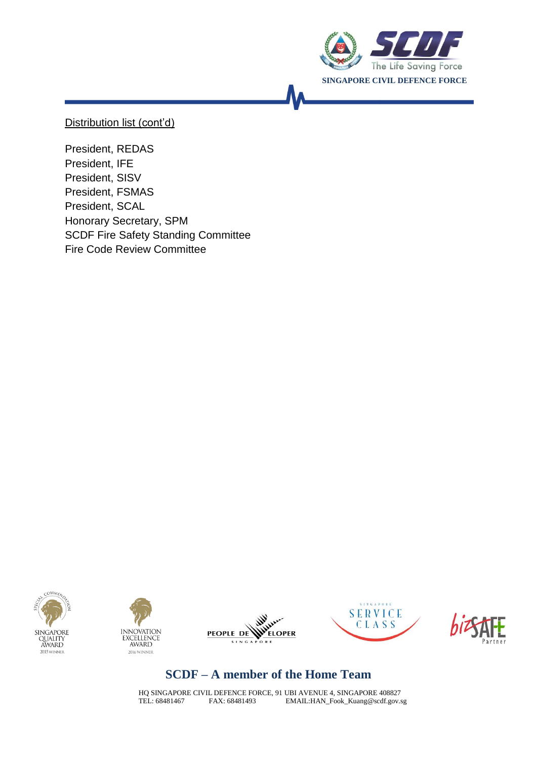Distribution list (cont'd)

President, REDAS
President, IFE
President, SISV
President, FSMAS
President, SCAL
Honorary Secretary, SPM
SCDF Fire Safety Standing Committee
Fire Code Review Committee